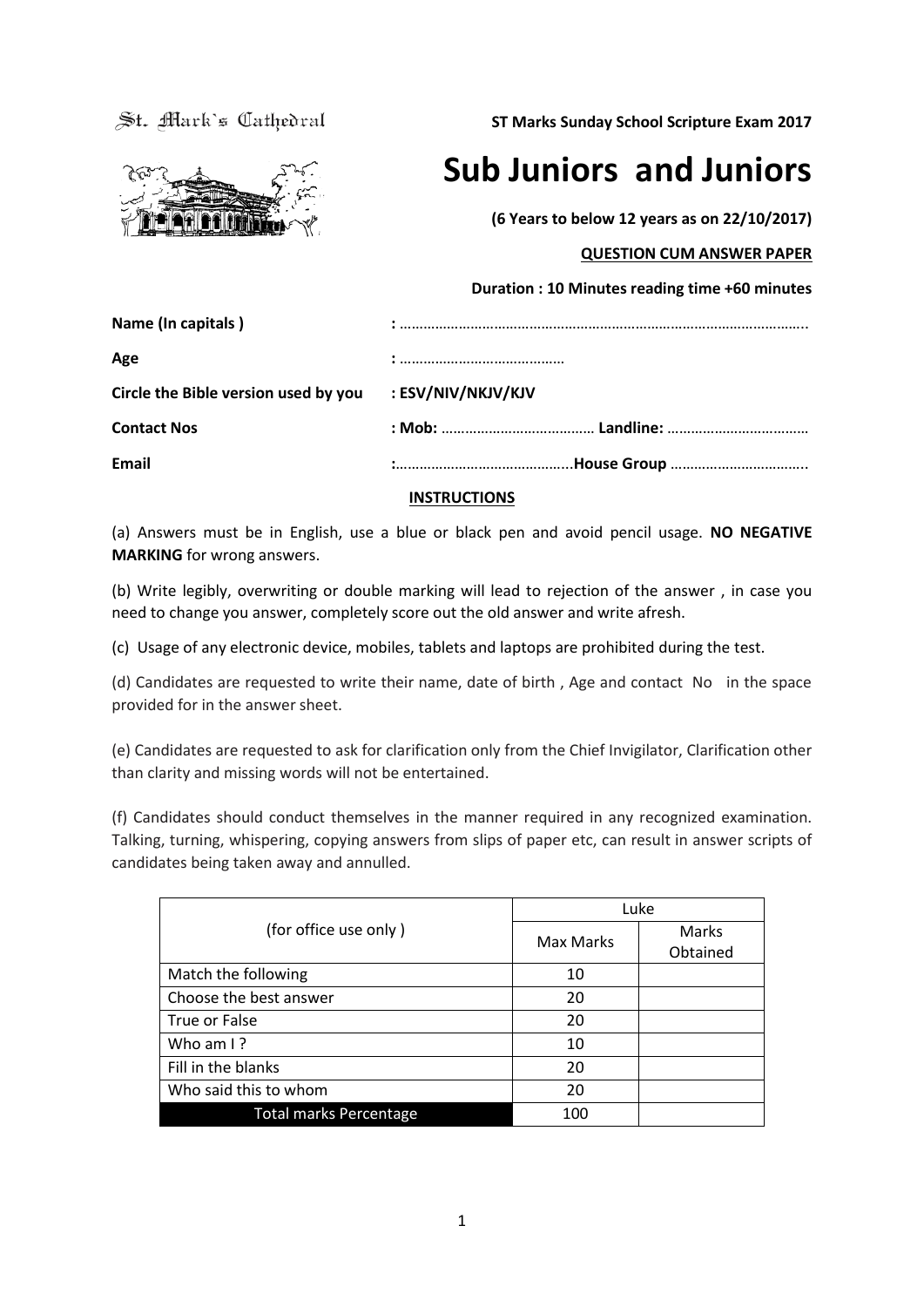St. Mark's Cathedral

**ST Marks Sunday School Scripture Exam 2017**

# Sub Juniors and Juniors

**(6 Years to below 12 years as on 22/10/2017)**

**QUESTION CUM ANSWER PAPER**

**Duration : 10 Minutes reading time +60 minutes**

**Name (In capitals )** : ……………………………………………………………………………………………..

**Age** : ……………………………………

**Circle the Bible version used by you** : **ESV/NIV/NKJV/KJV**

**Contact Nos** : **Mob:** ………………………………… **Landline:** ………………………………

**Email** :……………………………………..**House Group** ……………………………..

**INSTRUCTIONS**

(a) Answers must be in English, use a blue or black pen and avoid pencil usage. **NO NEGATIVE MARKING** for wrong answers.

(b) Write legibly, overwriting or double marking will lead to rejection of the answer , in case you need to change you answer, completely score out the old answer and write afresh.

(c) Usage of any electronic device, mobiles, tablets and laptops are prohibited during the test.

(d) Candidates are requested to write their name, date of birth , Age and contact No in the space provided for in the answer sheet.

(e) Candidates are requested to ask for clarification only from the Chief Invigilator, Clarification other than clarity and missing words will not be entertained.

(f) Candidates should conduct themselves in the manner required in any recognized examination. Talking, turning, whispering, copying answers from slips of paper etc, can result in answer scripts of candidates being taken away and annulled.

| (for office use only ) | Luke | |
|---|---|---|
| | Max Marks | Marks Obtained |
| Match the following | 10 | |
| Choose the best answer | 20 | |
| True or False | 20 | |
| Who am I ? | 10 | |
| Fill in the blanks | 20 | |
| Who said this to whom | 20 | |
| Total marks Percentage | 100 | |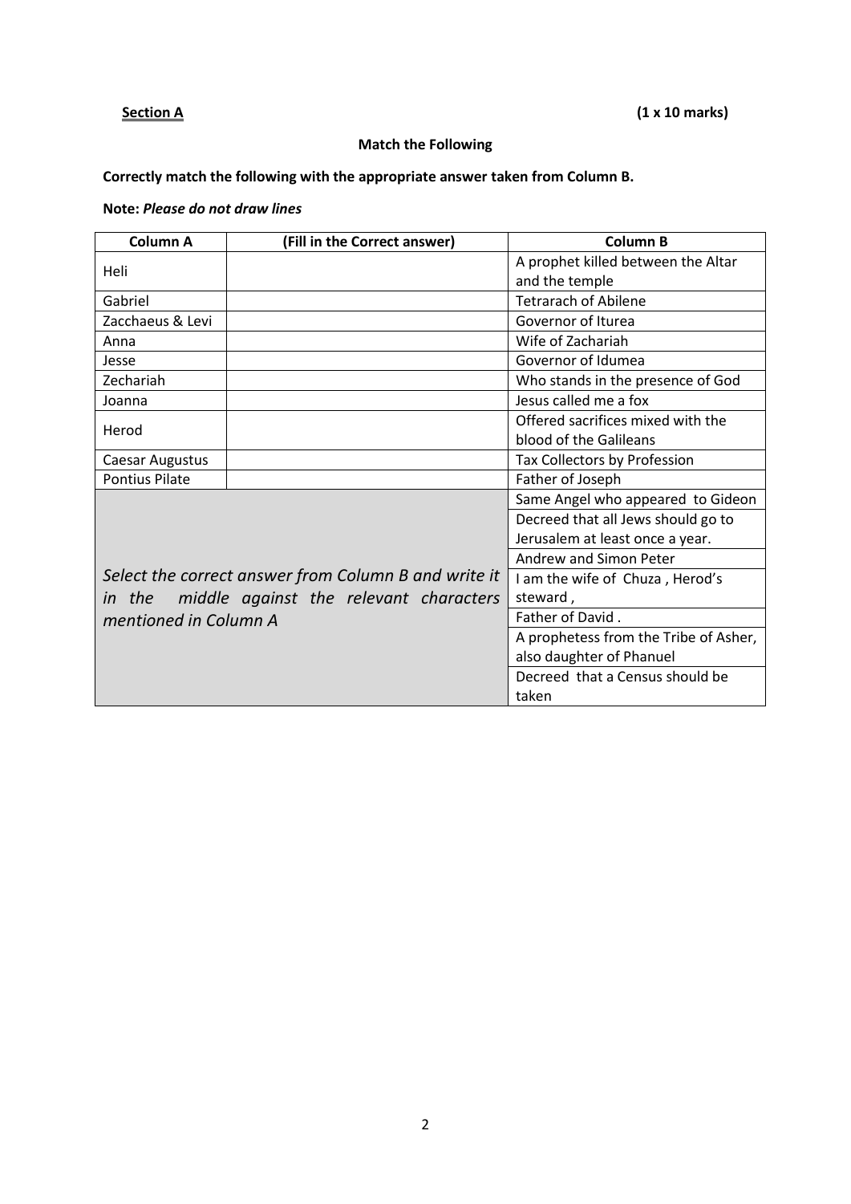**Section A** **(1 x 10 marks)**

**Match the Following**

**Correctly match the following with the appropriate answer taken from Column B.**

**Note:** *Please do not draw lines*

| Column A | (Fill in the Correct answer) | Column B |
|---|---|---|
| Heli | | A prophet killed between the Altar and the temple |
| Gabriel | | Tetrarach of Abilene |
| Zacchaeus & Levi | | Governor of Iturea |
| Anna | | Wife of Zachariah |
| Jesse | | Governor of Idumea |
| Zechariah | | Who stands in the presence of God |
| Joanna | | Jesus called me a fox |
| Herod | | Offered sacrifices mixed with the blood of the Galileans |
| Caesar Augustus | | Tax Collectors by Profession |
| Pontius Pilate | | Father of Joseph |
| *Select the correct answer from Column B and write it in the middle against the relevant characters mentioned in Column A* | | Same Angel who appeared to Gideon |
| | | Decreed that all Jews should go to Jerusalem at least once a year. |
| | | Andrew and Simon Peter |
| | | I am the wife of Chuza , Herod's steward , |
| | | Father of David . |
| | | A prophetess from the Tribe of Asher, also daughter of Phanuel |
| | | Decreed that a Census should be taken |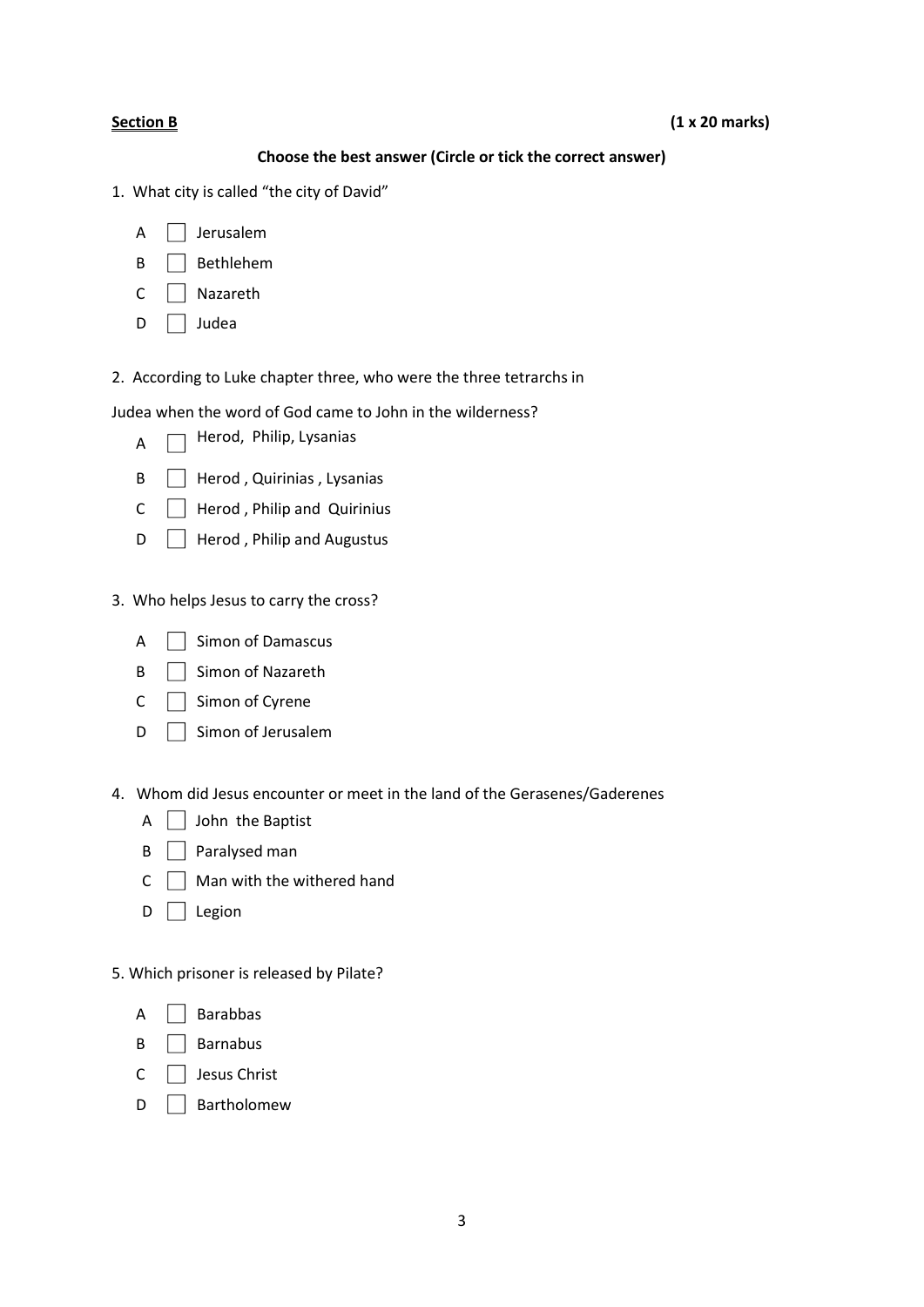**Section B** **(1 x 20 marks)**

**Choose the best answer (Circle or tick the correct answer)**

1. What city is called "the city of David"

   A ☐ Jerusalem
   B ☐ Bethlehem
   C ☐ Nazareth
   D ☐ Judea

2. According to Luke chapter three, who were the three tetrarchs in

Judea when the word of God came to John in the wilderness?

   A ☐ Herod, Philip, Lysanias
   B ☐ Herod , Quirinias , Lysanias
   C ☐ Herod , Philip and Quirinius
   D ☐ Herod , Philip and Augustus

3. Who helps Jesus to carry the cross?

   A ☐ Simon of Damascus
   B ☐ Simon of Nazareth
   C ☐ Simon of Cyrene
   D ☐ Simon of Jerusalem

4. Whom did Jesus encounter or meet in the land of the Gerasenes/Gaderenes

   A ☐ John the Baptist
   B ☐ Paralysed man
   C ☐ Man with the withered hand
   D ☐ Legion

5. Which prisoner is released by Pilate?

   A ☐ Barabbas
   B ☐ Barnabus
   C ☐ Jesus Christ
   D ☐ Bartholomew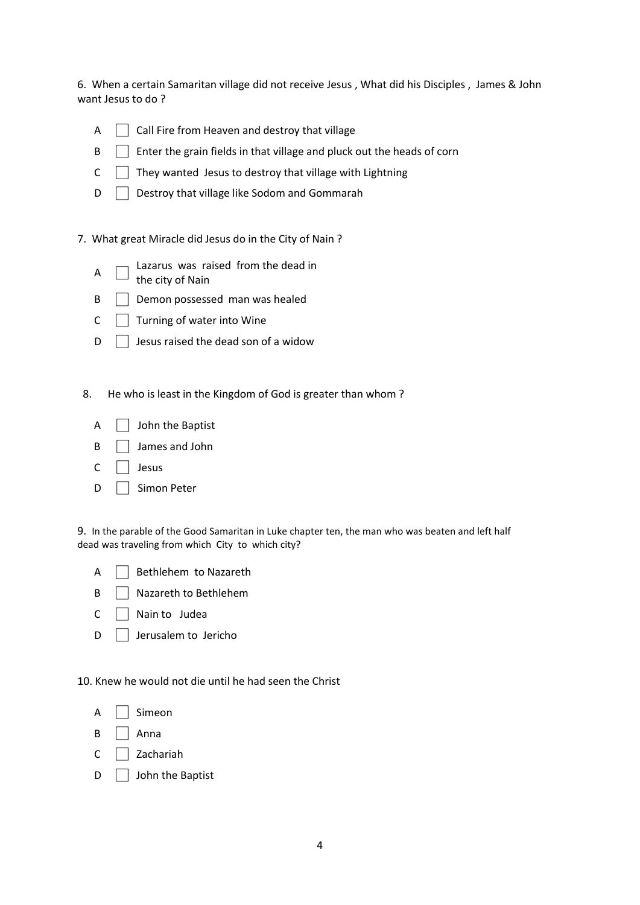6. When a certain Samaritan village did not receive Jesus , What did his Disciples , James & John want Jesus to do ?

- A ☐ Call Fire from Heaven and destroy that village
- B ☐ Enter the grain fields in that village and pluck out the heads of corn
- C ☐ They wanted Jesus to destroy that village with Lightning
- D ☐ Destroy that village like Sodom and Gommarah

7. What great Miracle did Jesus do in the City of Nain ?

- A ☐ Lazarus was raised from the dead in the city of Nain
- B ☐ Demon possessed man was healed
- C ☐ Turning of water into Wine
- D ☐ Jesus raised the dead son of a widow

8. He who is least in the Kingdom of God is greater than whom ?

- A ☐ John the Baptist
- B ☐ James and John
- C ☐ Jesus
- D ☐ Simon Peter

9. In the parable of the Good Samaritan in Luke chapter ten, the man who was beaten and left half dead was traveling from which City to which city?

- A ☐ Bethlehem to Nazareth
- B ☐ Nazareth to Bethlehem
- C ☐ Nain to Judea
- D ☐ Jerusalem to Jericho

10. Knew he would not die until he had seen the Christ

- A ☐ Simeon
- B ☐ Anna
- C ☐ Zachariah
- D ☐ John the Baptist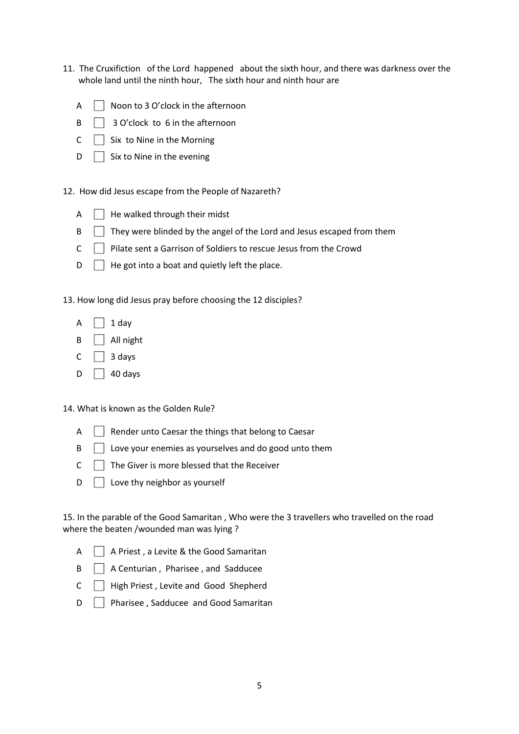11. The Cruxifiction of the Lord happened about the sixth hour, and there was darkness over the whole land until the ninth hour, The sixth hour and ninth hour are

    A ☐ Noon to 3 O'clock in the afternoon

    B ☐ 3 O'clock to 6 in the afternoon

    C ☐ Six to Nine in the Morning

    D ☐ Six to Nine in the evening

12. How did Jesus escape from the People of Nazareth?

    A ☐ He walked through their midst

    B ☐ They were blinded by the angel of the Lord and Jesus escaped from them

    C ☐ Pilate sent a Garrison of Soldiers to rescue Jesus from the Crowd

    D ☐ He got into a boat and quietly left the place.

13. How long did Jesus pray before choosing the 12 disciples?

    A ☐ 1 day

    B ☐ All night

    C ☐ 3 days

    D ☐ 40 days

14. What is known as the Golden Rule?

    A ☐ Render unto Caesar the things that belong to Caesar

    B ☐ Love your enemies as yourselves and do good unto them

    C ☐ The Giver is more blessed that the Receiver

    D ☐ Love thy neighbor as yourself

15. In the parable of the Good Samaritan , Who were the 3 travellers who travelled on the road where the beaten /wounded man was lying ?

    A ☐ A Priest , a Levite & the Good Samaritan

    B ☐ A Centurian , Pharisee , and Sadducee

    C ☐ High Priest , Levite and Good Shepherd

    D ☐ Pharisee , Sadducee and Good Samaritan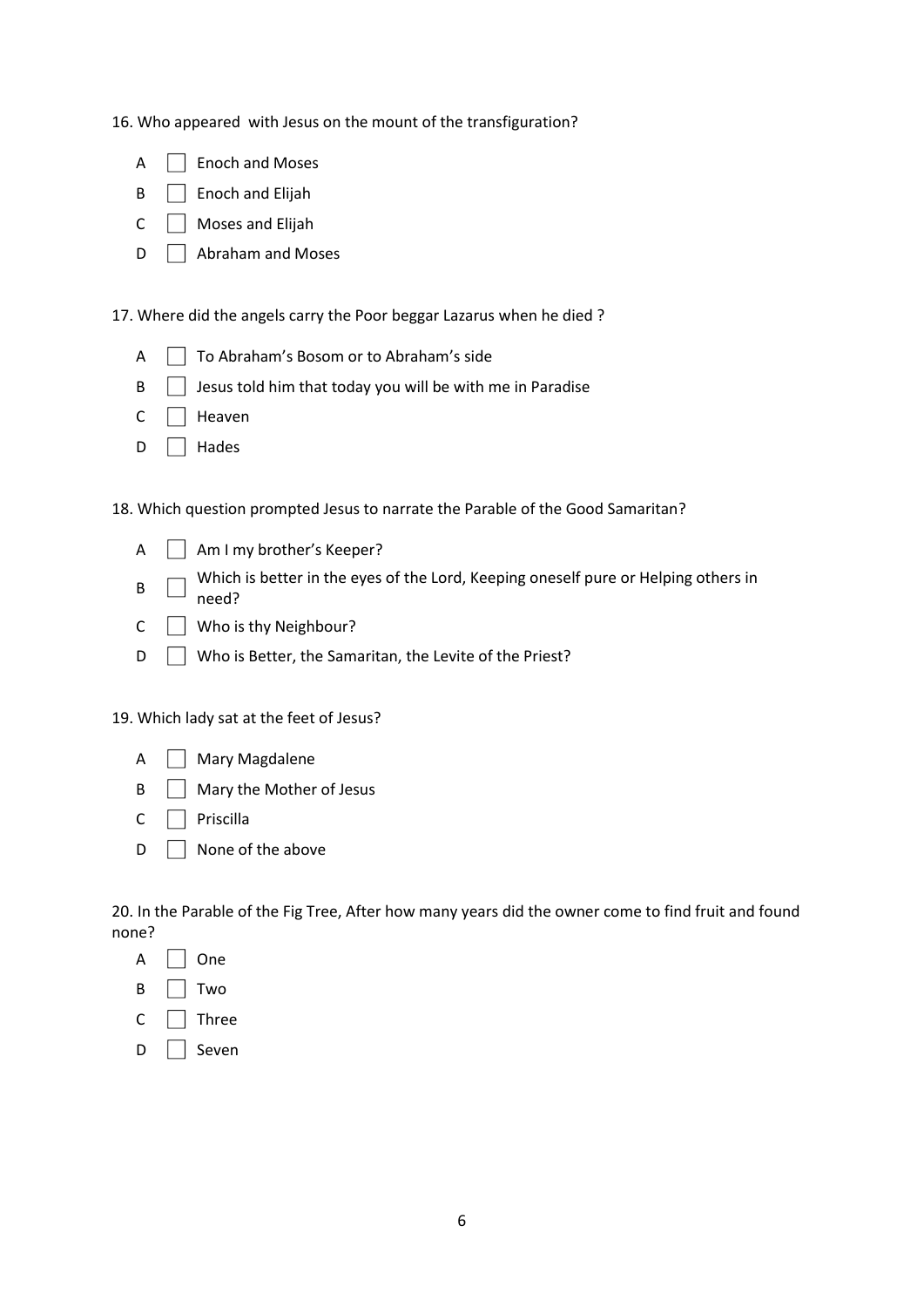16. Who appeared  with Jesus on the mount of the transfiguration?

- A ☐ Enoch and Moses
- B ☐ Enoch and Elijah
- C ☐ Moses and Elijah
- D ☐ Abraham and Moses

17. Where did the angels carry the Poor beggar Lazarus when he died ?

- A ☐ To Abraham's Bosom or to Abraham's side
- B ☐ Jesus told him that today you will be with me in Paradise
- C ☐ Heaven
- D ☐ Hades

18. Which question prompted Jesus to narrate the Parable of the Good Samaritan?

- A ☐ Am I my brother's Keeper?
- B ☐ Which is better in the eyes of the Lord, Keeping oneself pure or Helping others in need?
- C ☐ Who is thy Neighbour?
- D ☐ Who is Better, the Samaritan, the Levite of the Priest?

19. Which lady sat at the feet of Jesus?

- A ☐ Mary Magdalene
- B ☐ Mary the Mother of Jesus
- C ☐ Priscilla
- D ☐ None of the above

20. In the Parable of the Fig Tree, After how many years did the owner come to find fruit and found none?

- A ☐ One
- B ☐ Two
- C ☐ Three
- D ☐ Seven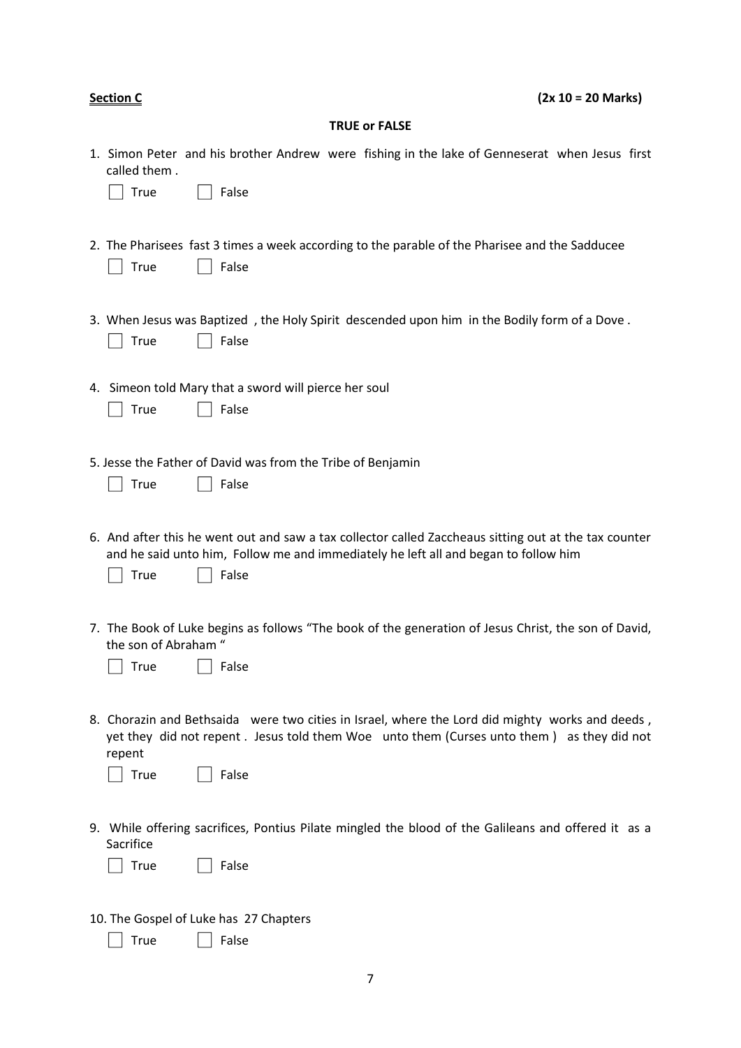**Section C** **(2x 10 = 20 Marks)**

**TRUE or FALSE**

1. Simon Peter and his brother Andrew were fishing in the lake of Genneserat when Jesus first called them .

   ☐ True ☐ False

2. The Pharisees fast 3 times a week according to the parable of the Pharisee and the Sadducee

   ☐ True ☐ False

3. When Jesus was Baptized , the Holy Spirit descended upon him in the Bodily form of a Dove .

   ☐ True ☐ False

4. Simeon told Mary that a sword will pierce her soul

   ☐ True ☐ False

5. Jesse the Father of David was from the Tribe of Benjamin

   ☐ True ☐ False

6. And after this he went out and saw a tax collector called Zaccheaus sitting out at the tax counter and he said unto him, Follow me and immediately he left all and began to follow him

   ☐ True ☐ False

7. The Book of Luke begins as follows "The book of the generation of Jesus Christ, the son of David, the son of Abraham "

   ☐ True ☐ False

8. Chorazin and Bethsaida were two cities in Israel, where the Lord did mighty works and deeds , yet they did not repent . Jesus told them Woe unto them (Curses unto them ) as they did not repent

   ☐ True ☐ False

9. While offering sacrifices, Pontius Pilate mingled the blood of the Galileans and offered it as a Sacrifice

   ☐ True ☐ False

10. The Gospel of Luke has 27 Chapters

    ☐ True ☐ False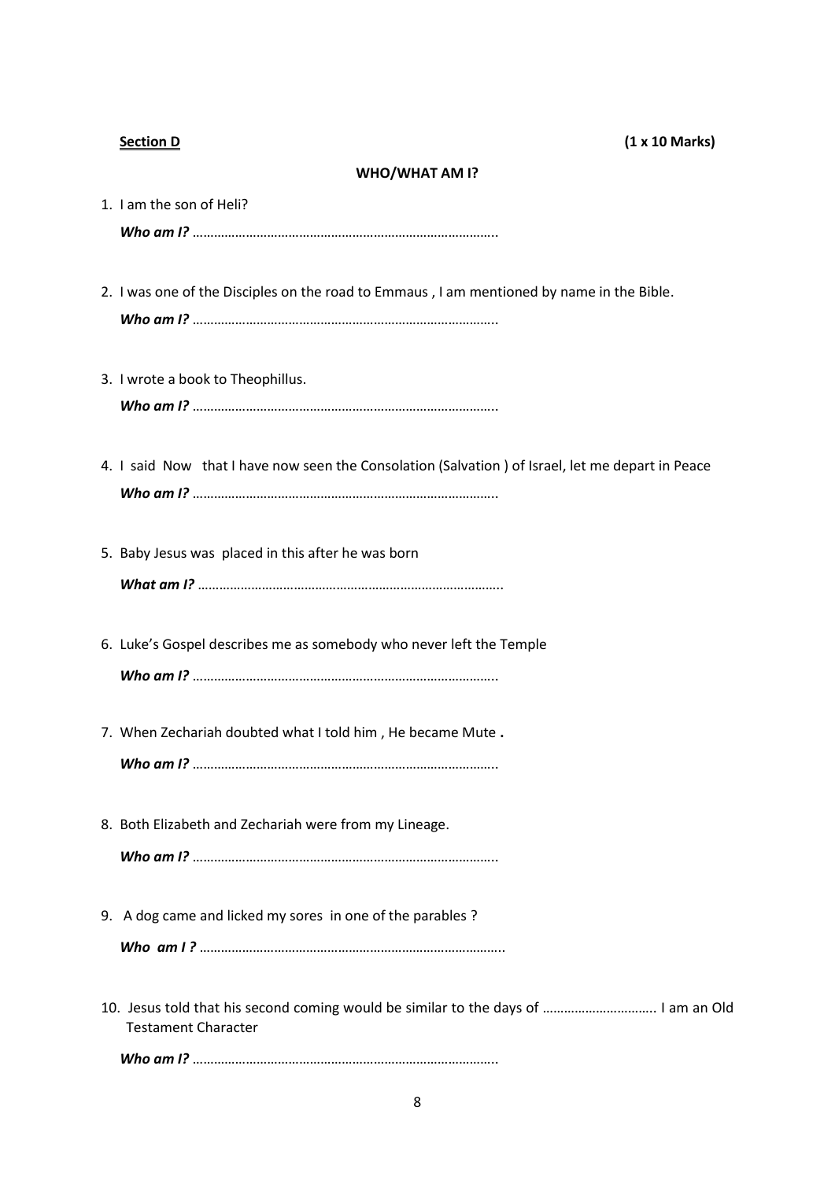**Section D** **(1 x 10 Marks)**

**WHO/WHAT AM I?**

1. I am the son of Heli?

   ***Who am I?*** …………………………………………………………………………..

2. I was one of the Disciples on the road to Emmaus , I am mentioned by name in the Bible.

   ***Who am I?*** …………………………………………………………………………..

3. I wrote a book to Theophillus.

   ***Who am I?*** …………………………………………………………………………..

4. I said Now that I have now seen the Consolation (Salvation ) of Israel, let me depart in Peace

   ***Who am I?*** …………………………………………………………………………..

5. Baby Jesus was placed in this after he was born

   ***What am I?*** …………………………………………………………………………..

6. Luke's Gospel describes me as somebody who never left the Temple

   ***Who am I?*** …………………………………………………………………………..

7. When Zechariah doubted what I told him , He became Mute **.**

   ***Who am I?*** …………………………………………………………………………..

8. Both Elizabeth and Zechariah were from my Lineage.

   ***Who am I?*** …………………………………………………………………………..

9. A dog came and licked my sores in one of the parables ?

   ***Who am I ?*** …………………………………………………………………………..

10. Jesus told that his second coming would be similar to the days of ………………………….. I am an Old Testament Character

    ***Who am I?*** …………………………………………………………………………..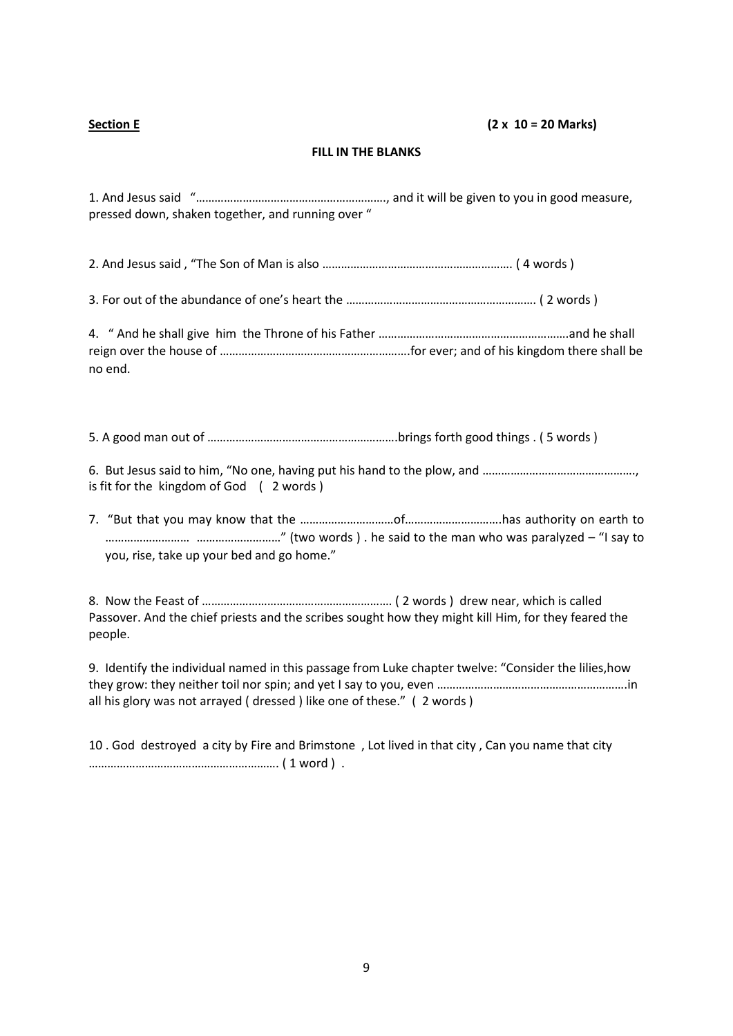**Section E** **(2 x 10 = 20 Marks)**

**FILL IN THE BLANKS**

1. And Jesus said "……………………………………………………, and it will be given to you in good measure, pressed down, shaken together, and running over "

2. And Jesus said , "The Son of Man is also ……………………………………………………. ( 4 words )

3. For out of the abundance of one's heart the ……………………………………………………. ( 2 words )

4. " And he shall give him the Throne of his Father ……………………………………………………and he shall reign over the house of ……………………………………………………for ever; and of his kingdom there shall be no end.

5. A good man out of ……………………………………………………brings forth good things . ( 5 words )

6. But Jesus said to him, "No one, having put his hand to the plow, and …………………………………………, is fit for the kingdom of God ( 2 words )

7. "But that you may know that the …………………………of…………………………has authority on earth to ……………………… ………………………" (two words ) . he said to the man who was paralyzed – "I say to you, rise, take up your bed and go home."

8. Now the Feast of …………………………………………………… ( 2 words ) drew near, which is called Passover. And the chief priests and the scribes sought how they might kill Him, for they feared the people.

9. Identify the individual named in this passage from Luke chapter twelve: "Consider the lilies,how they grow: they neither toil nor spin; and yet I say to you, even ……………………………………………………in all his glory was not arrayed ( dressed ) like one of these." ( 2 words )

10 . God destroyed a city by Fire and Brimstone , Lot lived in that city , Can you name that city ……………………………………………………. ( 1 word ) .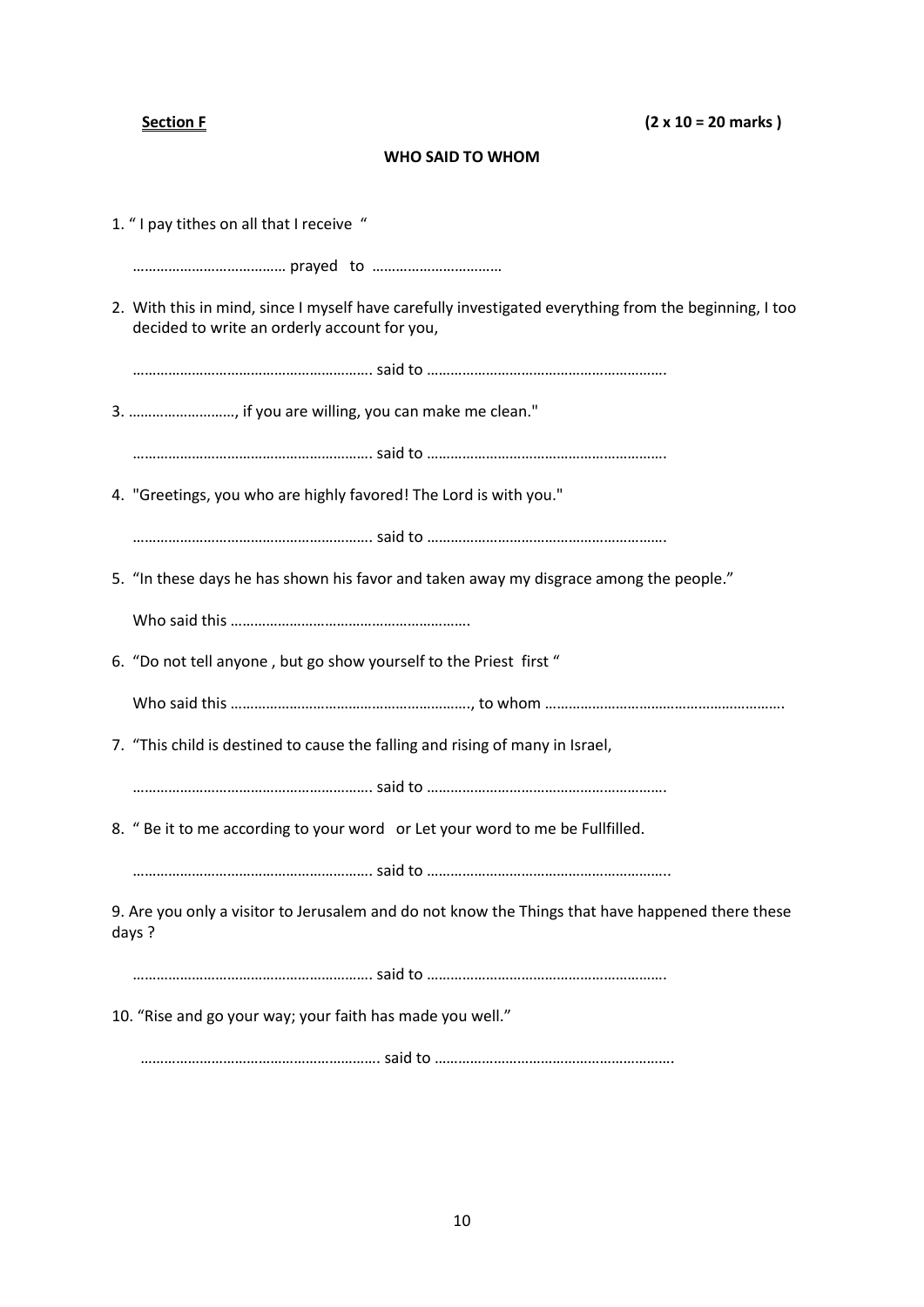**Section F** **(2 x 10 = 20 marks )**

**WHO SAID TO WHOM**

1. " I pay tithes on all that I receive "

   ……………………………… prayed to ……………………………

2. With this in mind, since I myself have carefully investigated everything from the beginning, I too decided to write an orderly account for you,

   ………………………………………………… said to …………………………………………………

3. ………………………, if you are willing, you can make me clean."

   ………………………………………………… said to …………………………………………………

4. "Greetings, you who are highly favored! The Lord is with you."

   ………………………………………………… said to …………………………………………………

5. "In these days he has shown his favor and taken away my disgrace among the people."

   Who said this …………………………………………………

6. "Do not tell anyone , but go show yourself to the Priest first "

   Who said this …………………………………………………, to whom …………………………………………………

7. "This child is destined to cause the falling and rising of many in Israel,

   ………………………………………………… said to …………………………………………………

8. " Be it to me according to your word or Let your word to me be Fullfilled.

   ………………………………………………… said to …………………………………………………

9. Are you only a visitor to Jerusalem and do not know the Things that have happened there these days ?

   ………………………………………………… said to …………………………………………………

10. "Rise and go your way; your faith has made you well."

    ………………………………………………… said to …………………………………………………